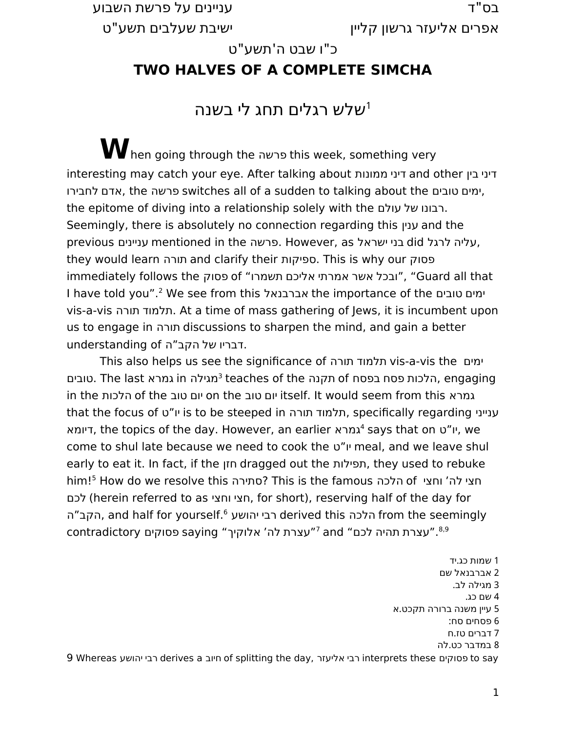בס"ד　　　　　　　　　　　　　　　　　　　　עניינים על פרשת השבוע

אפרים אליעזר גרשון קליין　　　　　　　　　　　　　　ישיבת שעלבים תשע"ט

כ"ו שבט ה'תשע"ט

# TWO HALVES OF A COMPLETE SIMCHA

## שלש רגלים תחג לי בשנה[1]

**W**hen going through the פרשה this week, something very interesting may catch your eye. After talking about דיני ממונות and other דיני בין אדם לחבירו, the פרשה switches all of a sudden to talking about the ימים טובים, the epitome of diving into a relationship solely with the רבונו של עולם. Seemingly, there is absolutely no connection regarding this ענין and the previous עניינים mentioned in the פרשה. However, as בני ישראל did עליה לרגל, they would learn תורה and clarify their ספיקות. This is why our פסוק immediately follows the פסוק of "ובכל אשר אמרתי אליכם תשמרו", "Guard all that I have told you".[2] We see from this אברבנאל the importance of the ימים טובים vis-a-vis תלמוד תורה. At a time of mass gathering of Jews, it is incumbent upon us to engage in תורה discussions to sharpen the mind, and gain a better understanding of דבריו של הקב"ה.

This also helps us see the significance of תלמוד תורה vis-a-vis the ימים טובים. The last גמרא in מגילה[3] teaches of the תקנה of הלכות פסח בפסח, engaging in the הלכות of the יום טוב on the יום טוב itself. It would seem from this גמרא that the focus of יו"ט is to be steeped in תלמוד תורה, specifically regarding ענייני דיומא, the topics of the day. However, an earlier גמרא[4] says that on יו"ט, we come to shul late because we need to cook the יו"ט meal, and we leave shul early to eat it. In fact, if the חזן dragged out the תפילות, they used to rebuke him![5] How do we resolve this סתירה? This is the famous הלכה of חצי לה' וחצי לכם (herein referred to as חצי וחצי, for short), reserving half of the day for הקב"ה, and half for yourself.[6] רבי יהושע derived this הלכה from the seemingly contradictory פסוקים saying "עצרת לה' אלוקיך"[7] and "עצרת תהיה לכם".[8,9]

1 שמות כג.יד

2 אברבנאל שם

3 מגילה לב.

4 שם כג.

5 עיין משנה ברורה תקכט.א

6 פסחים סח:

7 דברים טז.ח

8 במדבר כט.לה

9 Whereas רבי יהושע derives a חיוב of splitting the day, רבי אליעזר interprets these פסוקים to say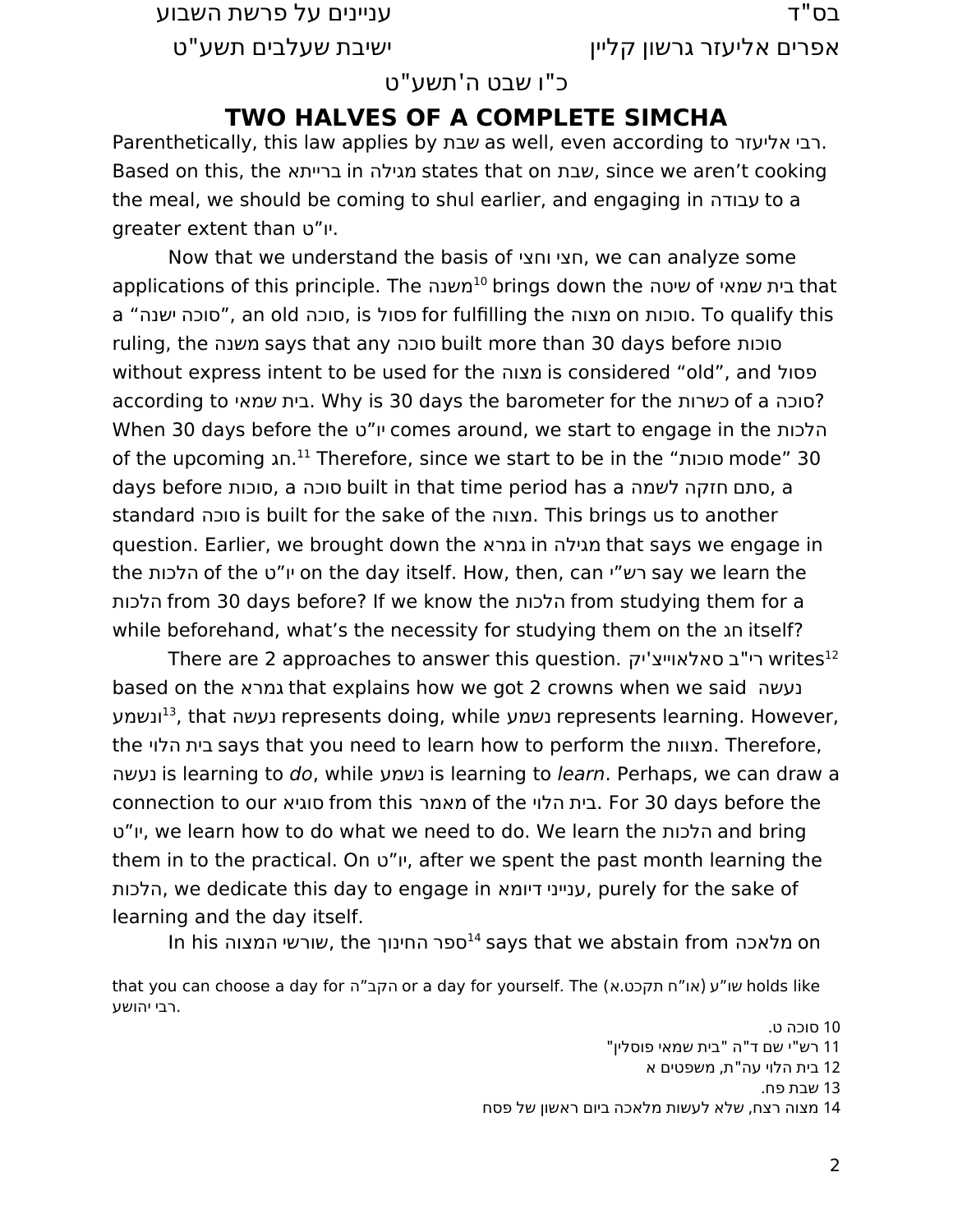# TWO HALVES OF A COMPLETE SIMCHA

Parenthetically, this law applies by שבת as well, even according to רבי אליעזר. Based on this, the ברייתא in מגילה states that on שבת, since we aren't cooking the meal, we should be coming to shul earlier, and engaging in עבודה to a greater extent than יו"ט.

Now that we understand the basis of חצי וחצי, we can analyze some applications of this principle. The משנה[10] brings down the שיטה of בית שמאי that a "סוכה ישנה", an old סוכה, is פסול for fulfilling the מצוה on סוכות. To qualify this ruling, the משנה says that any סוכה built more than 30 days before סוכות without express intent to be used for the מצוה is considered "old", and פסול according to בית שמאי. Why is 30 days the barometer for the כשרות of a סוכה? When 30 days before the יו"ט comes around, we start to engage in the הלכות of the upcoming חג.[11] Therefore, since we start to be in the "סוכות mode" 30 days before סוכות, a סוכה built in that time period has a סתם חזקה לשמה, a standard סוכה is built for the sake of the מצוה. This brings us to another question. Earlier, we brought down the גמרא in מגילה that says we engage in the הלכות of the יו"ט on the day itself. How, then, can רש"י say we learn the הלכות from 30 days before? If we know the הלכות from studying them for a while beforehand, what's the necessity for studying them on the חג itself?

There are 2 approaches to answer this question. רי"ב סאלאווייצ'יק writes[12] based on the גמרא that explains how we got 2 crowns when we said נעשה ונשמע[13], that נעשה represents doing, while נשמע represents learning. However, the בית הלוי says that you need to learn how to perform the מצוות. Therefore, נעשה is learning to *do*, while נשמע is learning to *learn*. Perhaps, we can draw a connection to our סוגיא from this מאמר of the בית הלוי. For 30 days before the יו"ט, we learn how to do what we need to do. We learn the הלכות and bring them in to the practical. On יו"ט, after we spent the past month learning the הלכות, we dedicate this day to engage in ענייני דיומא, purely for the sake of learning and the day itself.

In his שורשי המצוה, the ספר החינוך[14] says that we abstain from מלאכה on

that you can choose a day for הקב"ה or a day for yourself. The שו"ע (או"ח תקכט.א) holds like רבי יהושע.

10 סוכה ט.

11 רש"י שם ד"ה "בית שמאי פוסלין"

12 בית הלוי עה"ת, משפטים א

13 שבת פח.

14 מצוה רצח, שלא לעשות מלאכה ביום ראשון של פסח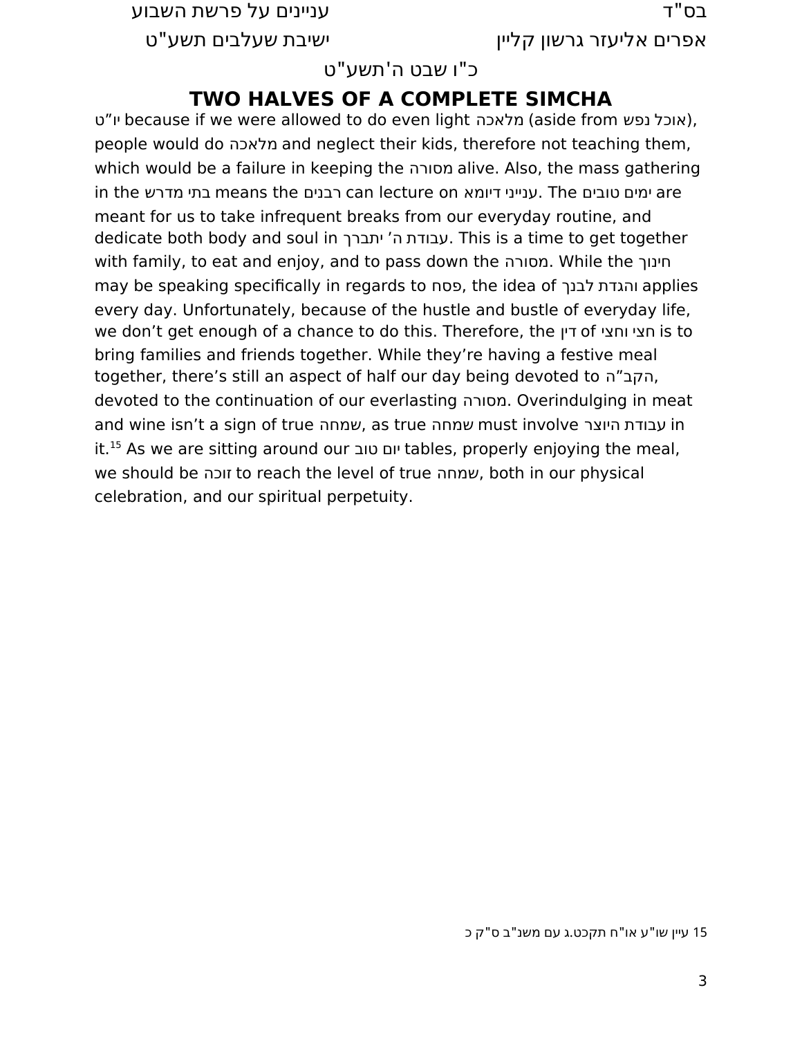# TWO HALVES OF A COMPLETE SIMCHA

יו"ט because if we were allowed to do even light מלאכה (aside from אוכל נפש), people would do מלאכה and neglect their kids, therefore not teaching them, which would be a failure in keeping the מסורה alive. Also, the mass gathering in the בתי מדרש means the רבנים can lecture on ענייני דיומא. The ימים טובים are meant for us to take infrequent breaks from our everyday routine, and dedicate both body and soul in עבודת ה' יתברך. This is a time to get together with family, to eat and enjoy, and to pass down the מסורה. While the חינוך may be speaking specifically in regards to פסח, the idea of והגדת לבנך applies every day. Unfortunately, because of the hustle and bustle of everyday life, we don't get enough of a chance to do this. Therefore, the דין of חצי וחצי is to bring families and friends together. While they're having a festive meal together, there's still an aspect of half our day being devoted to הקב"ה, devoted to the continuation of our everlasting מסורה. Overindulging in meat and wine isn't a sign of true שמחה, as true שמחה must involve עבודת היוצר in it.[15] As we are sitting around our יום טוב tables, properly enjoying the meal, we should be זוכה to reach the level of true שמחה, both in our physical celebration, and our spiritual perpetuity.

15 עיין שו"ע או"ח תקכט.ג עם משנ"ב ס"ק כ